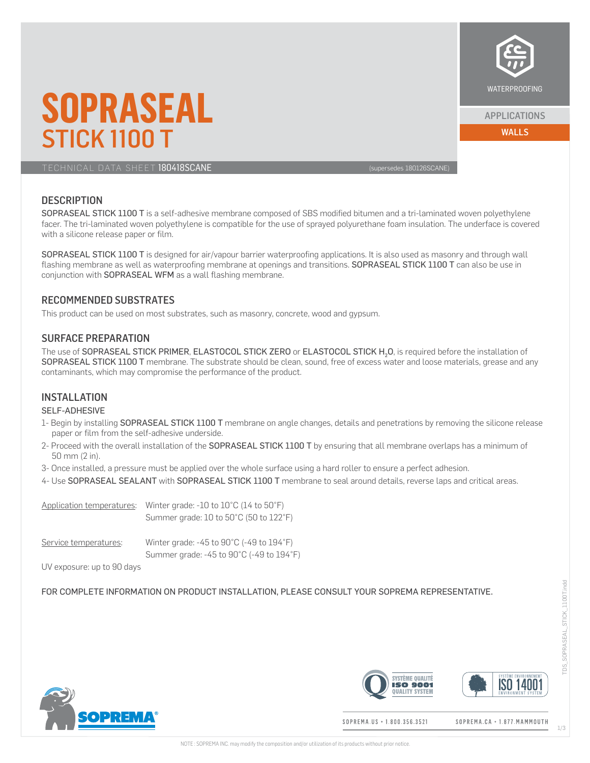WATERPROOFING

APPLICATIONS

WALLS

# SOPRASEAL
## STICK 1100 T

TECHNICAL DATA SHEET **180418SCANE** (supersedes 180126SCANE)

## DESCRIPTION

SOPRASEAL STICK 1100 T is a self-adhesive membrane composed of SBS modified bitumen and a tri-laminated woven polyethylene facer. The tri-laminated woven polyethylene is compatible for the use of sprayed polyurethane foam insulation. The underface is covered with a silicone release paper or film.

SOPRASEAL STICK 1100 T is designed for air/vapour barrier waterproofing applications. It is also used as masonry and through wall flashing membrane as well as waterproofing membrane at openings and transitions. SOPRASEAL STICK 1100 T can also be use in conjunction with SOPRASEAL WFM as a wall flashing membrane.

## RECOMMENDED SUBSTRATES

This product can be used on most substrates, such as masonry, concrete, wood and gypsum.

## SURFACE PREPARATION

The use of SOPRASEAL STICK PRIMER, ELASTOCOL STICK ZERO or ELASTOCOL STICK $H_2O$, is required before the installation of SOPRASEAL STICK 1100 T membrane. The substrate should be clean, sound, free of excess water and loose materials, grease and any contaminants, which may compromise the performance of the product.

## INSTALLATION

### SELF-ADHESIVE

1- Begin by installing SOPRASEAL STICK 1100 T membrane on angle changes, details and penetrations by removing the silicone release paper or film from the self-adhesive underside.

2- Proceed with the overall installation of the SOPRASEAL STICK 1100 T by ensuring that all membrane overlaps has a minimum of 50 mm (2 in).

3- Once installed, a pressure must be applied over the whole surface using a hard roller to ensure a perfect adhesion.

4- Use SOPRASEAL SEALANT with SOPRASEAL STICK 1100 T membrane to seal around details, reverse laps and critical areas.

Application temperatures: Winter grade: -10 to 10°C (14 to 50°F)
Summer grade: 10 to 50°C (50 to 122°F)

Service temperatures: Winter grade: -45 to 90°C (-49 to 194°F)
Summer grade: -45 to 90°C (-49 to 194°F)

UV exposure: up to 90 days

FOR COMPLETE INFORMATION ON PRODUCT INSTALLATION, PLEASE CONSULT YOUR SOPREMA REPRESENTATIVE.

SOPREMA.US • 1.800.356.3521 SOPREMA.CA • 1.877.MAMMOUTH

NOTE : SOPREMA INC. may modify the composition and/or utilization of its products without prior notice.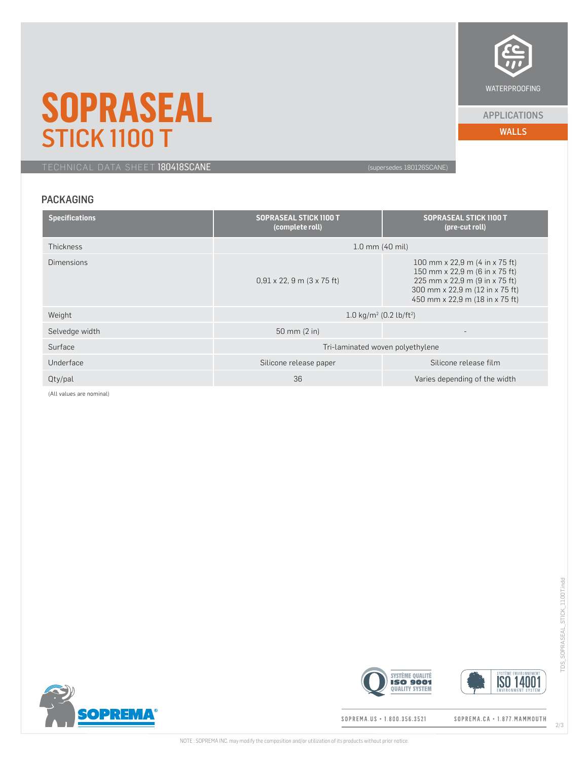# SOPRASEAL

## STICK 1100 T

TECHNICAL DATA SHEET 180418SCANE (supersedes 180126SCANE)

WATERPROOFING

APPLICATIONS

WALLS

## PACKAGING

| Specifications | SOPRASEAL STICK 1100 T (complete roll) | SOPRASEAL STICK 1100 T (pre-cut roll) |
|---|---|---|
| Thickness | 1.0 mm (40 mil) | |
| Dimensions | 0,91 x 22, 9 m (3 x 75 ft) | 100 mm x 22,9 m (4 in x 75 ft)<br>150 mm x 22,9 m (6 in x 75 ft)<br>225 mm x 22,9 m (9 in x 75 ft)<br>300 mm x 22,9 m (12 in x 75 ft)<br>450 mm x 22,9 m (18 in x 75 ft) |
| Weight | 1.0 kg/m² (0.2 lb/ft²) | |
| Selvedge width | 50 mm (2 in) | - |
| Surface | Tri-laminated woven polyethylene | |
| Underface | Silicone release paper | Silicone release film |
| Qty/pal | 36 | Varies depending of the width |

(All values are nominal)

SOPREMA.US • 1.800.356.3521 SOPREMA.CA • 1.877.MAMMOUTH

NOTE : SOPREMA INC. may modify the composition and/or utilization of its products without prior notice.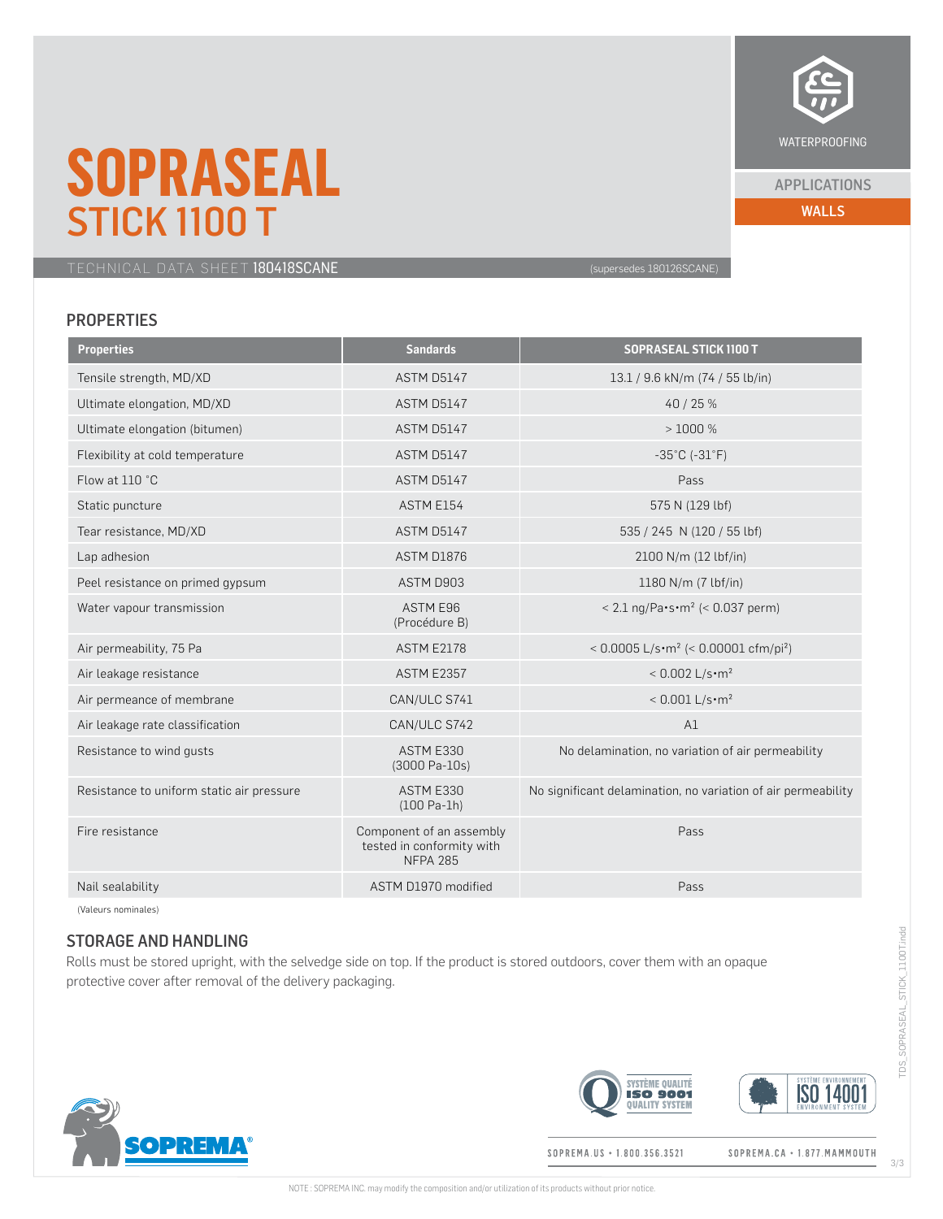# SOPRASEAL STICK 1100 T

WATERPROOFING

APPLICATIONS

WALLS

TECHNICAL DATA SHEET **180418SCANE** (supersedes 180126SCANE)

## PROPERTIES

| Properties | Sandards | SOPRASEAL STICK 1100 T |
|---|---|---|
| Tensile strength, MD/XD | ASTM D5147 | 13.1 / 9.6 kN/m (74 / 55 lb/in) |
| Ultimate elongation, MD/XD | ASTM D5147 | 40 / 25 % |
| Ultimate elongation (bitumen) | ASTM D5147 | > 1000 % |
| Flexibility at cold temperature | ASTM D5147 | -35°C (-31°F) |
| Flow at 110 °C | ASTM D5147 | Pass |
| Static puncture | ASTM E154 | 575 N (129 lbf) |
| Tear resistance, MD/XD | ASTM D5147 | 535 / 245 N (120 / 55 lbf) |
| Lap adhesion | ASTM D1876 | 2100 N/m (12 lbf/in) |
| Peel resistance on primed gypsum | ASTM D903 | 1180 N/m (7 lbf/in) |
| Water vapour transmission | ASTM E96 (Procédure B) | < 2.1 ng/Pa•s•m² (< 0.037 perm) |
| Air permeability, 75 Pa | ASTM E2178 | < 0.0005 L/s•m² (< 0.00001 cfm/pi²) |
| Air leakage resistance | ASTM E2357 | < 0.002 L/s•m² |
| Air permeance of membrane | CAN/ULC S741 | < 0.001 L/s•m² |
| Air leakage rate classification | CAN/ULC S742 | A1 |
| Resistance to wind gusts | ASTM E330 (3000 Pa-10s) | No delamination, no variation of air permeability |
| Resistance to uniform static air pressure | ASTM E330 (100 Pa-1h) | No significant delamination, no variation of air permeability |
| Fire resistance | Component of an assembly tested in conformity with NFPA 285 | Pass |
| Nail sealability | ASTM D1970 modified | Pass |

(Valeurs nominales)

## STORAGE AND HANDLING

Rolls must be stored upright, with the selvedge side on top. If the product is stored outdoors, cover them with an opaque protective cover after removal of the delivery packaging.

SOPREMA.US • 1.800.356.3521 SOPREMA.CA • 1.877.MAMMOUTH

NOTE : SOPREMA INC. may modify the composition and/or utilization of its products without prior notice.